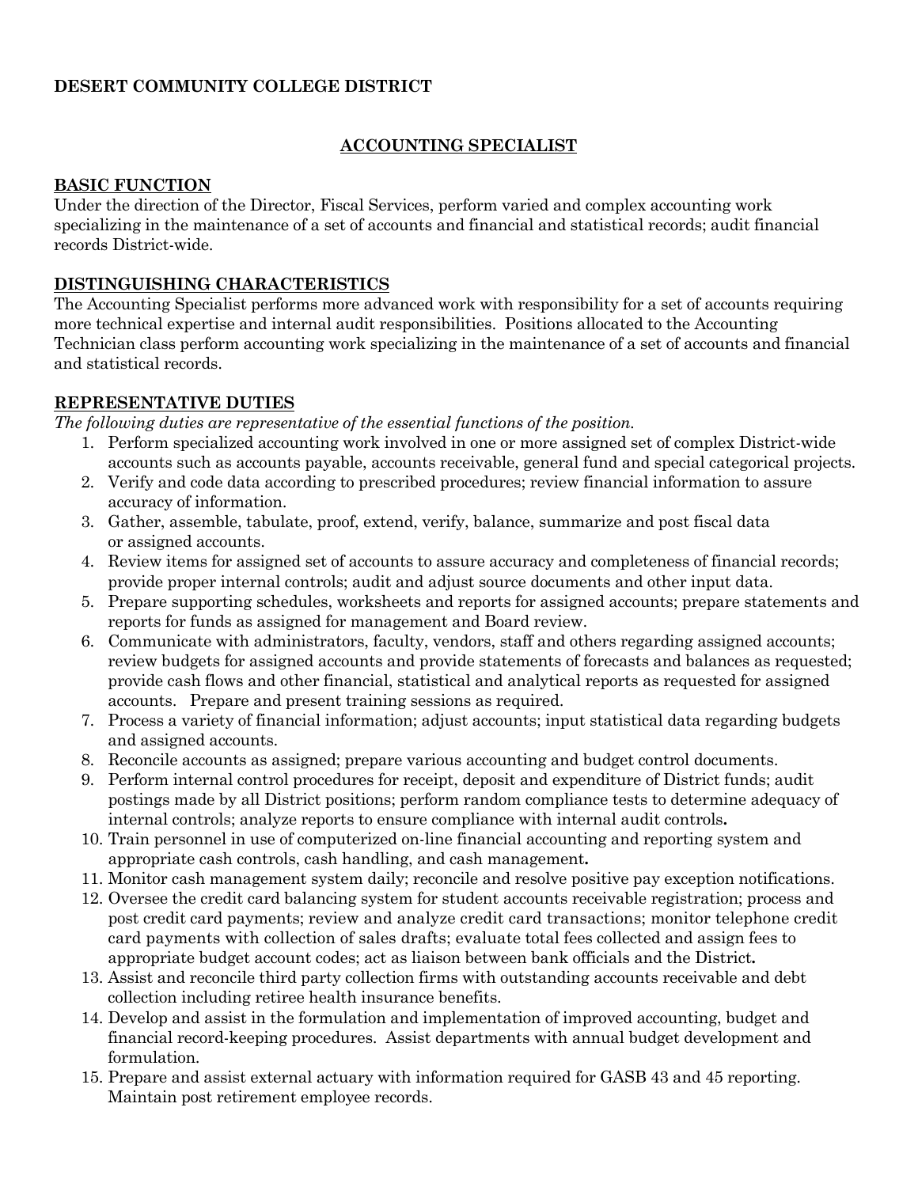**DESERT COMMUNITY COLLEGE DISTRICT**

## ACCOUNTING SPECIALIST

### BASIC FUNCTION

Under the direction of the Director, Fiscal Services, perform varied and complex accounting work specializing in the maintenance of a set of accounts and financial and statistical records; audit financial records District-wide.

### DISTINGUISHING CHARACTERISTICS

The Accounting Specialist performs more advanced work with responsibility for a set of accounts requiring more technical expertise and internal audit responsibilities. Positions allocated to the Accounting Technician class perform accounting work specializing in the maintenance of a set of accounts and financial and statistical records.

### REPRESENTATIVE DUTIES

*The following duties are representative of the essential functions of the position.*

1. Perform specialized accounting work involved in one or more assigned set of complex District-wide accounts such as accounts payable, accounts receivable, general fund and special categorical projects.
2. Verify and code data according to prescribed procedures; review financial information to assure accuracy of information.
3. Gather, assemble, tabulate, proof, extend, verify, balance, summarize and post fiscal data or assigned accounts.
4. Review items for assigned set of accounts to assure accuracy and completeness of financial records; provide proper internal controls; audit and adjust source documents and other input data.
5. Prepare supporting schedules, worksheets and reports for assigned accounts; prepare statements and reports for funds as assigned for management and Board review.
6. Communicate with administrators, faculty, vendors, staff and others regarding assigned accounts; review budgets for assigned accounts and provide statements of forecasts and balances as requested; provide cash flows and other financial, statistical and analytical reports as requested for assigned accounts. Prepare and present training sessions as required.
7. Process a variety of financial information; adjust accounts; input statistical data regarding budgets and assigned accounts.
8. Reconcile accounts as assigned; prepare various accounting and budget control documents.
9. Perform internal control procedures for receipt, deposit and expenditure of District funds; audit postings made by all District positions; perform random compliance tests to determine adequacy of internal controls; analyze reports to ensure compliance with internal audit controls**.**
10. Train personnel in use of computerized on-line financial accounting and reporting system and appropriate cash controls, cash handling, and cash management**.**
11. Monitor cash management system daily; reconcile and resolve positive pay exception notifications.
12. Oversee the credit card balancing system for student accounts receivable registration; process and post credit card payments; review and analyze credit card transactions; monitor telephone credit card payments with collection of sales drafts; evaluate total fees collected and assign fees to appropriate budget account codes; act as liaison between bank officials and the District**.**
13. Assist and reconcile third party collection firms with outstanding accounts receivable and debt collection including retiree health insurance benefits.
14. Develop and assist in the formulation and implementation of improved accounting, budget and financial record-keeping procedures. Assist departments with annual budget development and formulation.
15. Prepare and assist external actuary with information required for GASB 43 and 45 reporting. Maintain post retirement employee records.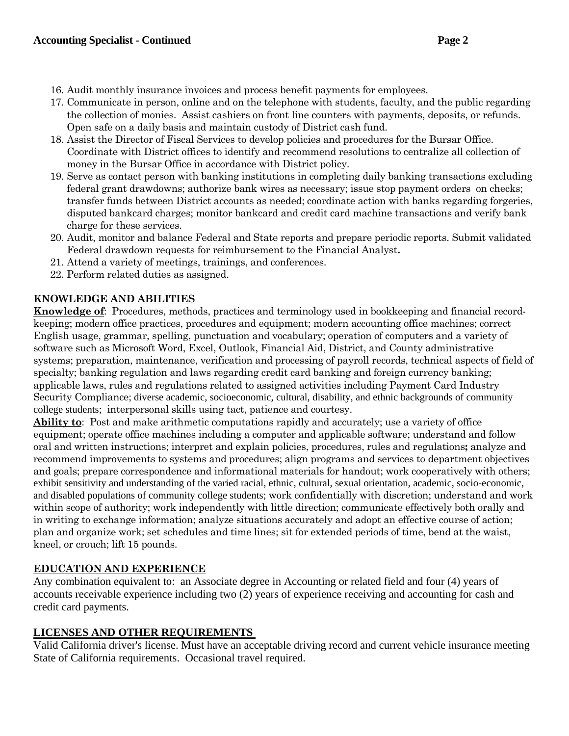16. Audit monthly insurance invoices and process benefit payments for employees.
17. Communicate in person, online and on the telephone with students, faculty, and the public regarding the collection of monies. Assist cashiers on front line counters with payments, deposits, or refunds. Open safe on a daily basis and maintain custody of District cash fund.
18. Assist the Director of Fiscal Services to develop policies and procedures for the Bursar Office. Coordinate with District offices to identify and recommend resolutions to centralize all collection of money in the Bursar Office in accordance with District policy.
19. Serve as contact person with banking institutions in completing daily banking transactions excluding federal grant drawdowns; authorize bank wires as necessary; issue stop payment orders on checks; transfer funds between District accounts as needed; coordinate action with banks regarding forgeries, disputed bankcard charges; monitor bankcard and credit card machine transactions and verify bank charge for these services.
20. Audit, monitor and balance Federal and State reports and prepare periodic reports. Submit validated Federal drawdown requests for reimbursement to the Financial Analyst**.**
21. Attend a variety of meetings, trainings, and conferences.
22. Perform related duties as assigned.

## KNOWLEDGE AND ABILITIES

**Knowledge of**: Procedures, methods, practices and terminology used in bookkeeping and financial record-keeping; modern office practices, procedures and equipment; modern accounting office machines; correct English usage, grammar, spelling, punctuation and vocabulary; operation of computers and a variety of software such as Microsoft Word, Excel, Outlook, Financial Aid, District, and County administrative systems; preparation, maintenance, verification and processing of payroll records, technical aspects of field of specialty; banking regulation and laws regarding credit card banking and foreign currency banking; applicable laws, rules and regulations related to assigned activities including Payment Card Industry Security Compliance; diverse academic, socioeconomic, cultural, disability, and ethnic backgrounds of community college students; interpersonal skills using tact, patience and courtesy.

**Ability to**: Post and make arithmetic computations rapidly and accurately; use a variety of office equipment; operate office machines including a computer and applicable software; understand and follow oral and written instructions; interpret and explain policies, procedures, rules and regulations**;** analyze and recommend improvements to systems and procedures; align programs and services to department objectives and goals; prepare correspondence and informational materials for handout; work cooperatively with others; exhibit sensitivity and understanding of the varied racial, ethnic, cultural, sexual orientation, academic, socio-economic, and disabled populations of community college students; work confidentially with discretion; understand and work within scope of authority; work independently with little direction; communicate effectively both orally and in writing to exchange information; analyze situations accurately and adopt an effective course of action; plan and organize work; set schedules and time lines; sit for extended periods of time, bend at the waist, kneel, or crouch; lift 15 pounds.

## EDUCATION AND EXPERIENCE

Any combination equivalent to: an Associate degree in Accounting or related field and four (4) years of accounts receivable experience including two (2) years of experience receiving and accounting for cash and credit card payments.

## LICENSES AND OTHER REQUIREMENTS

Valid California driver's license. Must have an acceptable driving record and current vehicle insurance meeting State of California requirements. Occasional travel required.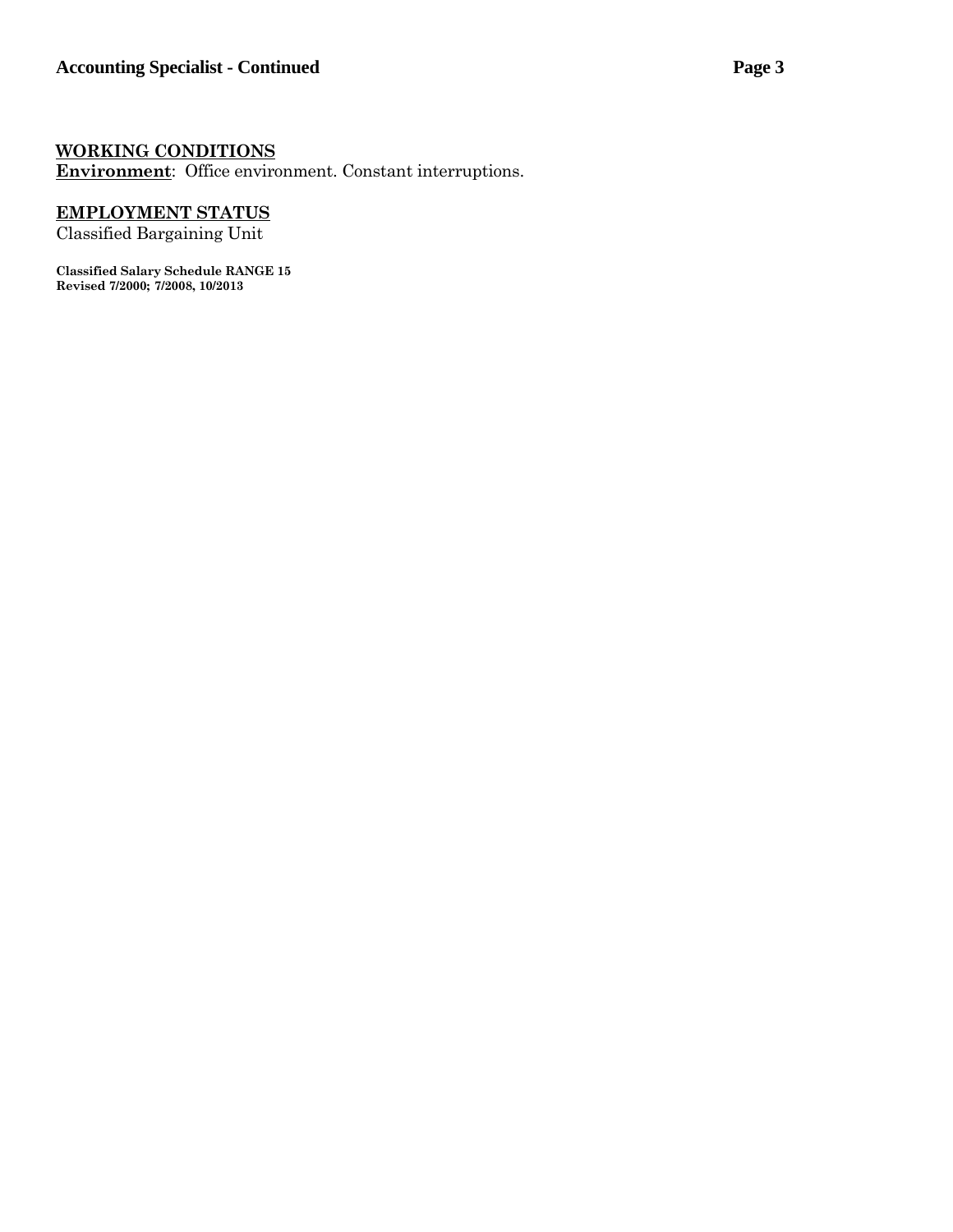## WORKING CONDITIONS

**Environment**: Office environment. Constant interruptions.

## EMPLOYMENT STATUS

Classified Bargaining Unit

**Classified Salary Schedule RANGE 15**
**Revised 7/2000; 7/2008, 10/2013**